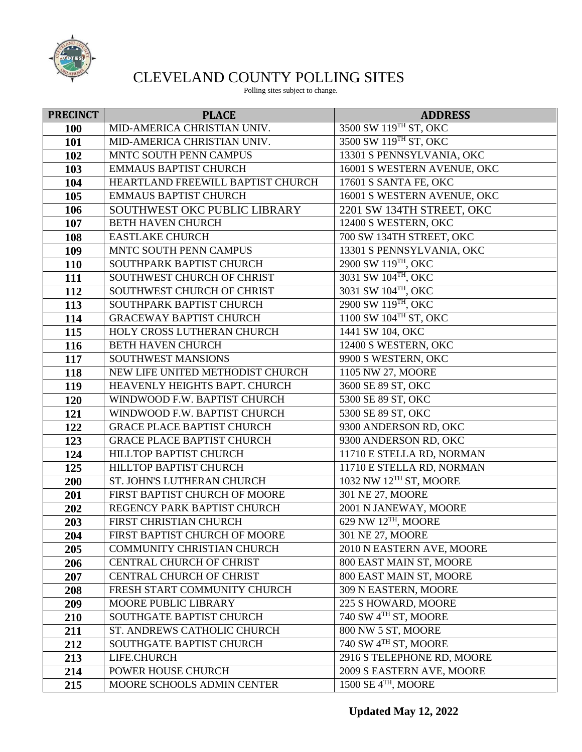# CLEVELAND COUNTY POLLING SITES

Polling sites subject to change.

| PRECINCT | PLACE | ADDRESS |
|---|---|---|
| 100 | MID-AMERICA CHRISTIAN UNIV. | 3500 SW 119TH ST, OKC |
| 101 | MID-AMERICA CHRISTIAN UNIV. | 3500 SW 119TH ST, OKC |
| 102 | MNTC SOUTH PENN CAMPUS | 13301 S PENNSYLVANIA, OKC |
| 103 | EMMAUS BAPTIST CHURCH | 16001 S WESTERN AVENUE, OKC |
| 104 | HEARTLAND FREEWILL BAPTIST CHURCH | 17601 S SANTA FE, OKC |
| 105 | EMMAUS BAPTIST CHURCH | 16001 S WESTERN AVENUE, OKC |
| 106 | SOUTHWEST OKC PUBLIC LIBRARY | 2201 SW 134TH STREET, OKC |
| 107 | BETH HAVEN CHURCH | 12400 S WESTERN, OKC |
| 108 | EASTLAKE CHURCH | 700 SW 134TH STREET, OKC |
| 109 | MNTC SOUTH PENN CAMPUS | 13301 S PENNSYLVANIA, OKC |
| 110 | SOUTHPARK BAPTIST CHURCH | 2900 SW 119TH, OKC |
| 111 | SOUTHWEST CHURCH OF CHRIST | 3031 SW 104TH, OKC |
| 112 | SOUTHWEST CHURCH OF CHRIST | 3031 SW 104TH, OKC |
| 113 | SOUTHPARK BAPTIST CHURCH | 2900 SW 119TH, OKC |
| 114 | GRACEWAY BAPTIST CHURCH | 1100 SW 104TH ST, OKC |
| 115 | HOLY CROSS LUTHERAN CHURCH | 1441 SW 104, OKC |
| 116 | BETH HAVEN CHURCH | 12400 S WESTERN, OKC |
| 117 | SOUTHWEST MANSIONS | 9900 S WESTERN, OKC |
| 118 | NEW LIFE UNITED METHODIST CHURCH | 1105 NW 27, MOORE |
| 119 | HEAVENLY HEIGHTS BAPT. CHURCH | 3600 SE 89 ST, OKC |
| 120 | WINDWOOD F.W. BAPTIST CHURCH | 5300 SE 89 ST, OKC |
| 121 | WINDWOOD F.W. BAPTIST CHURCH | 5300 SE 89 ST, OKC |
| 122 | GRACE PLACE BAPTIST CHURCH | 9300 ANDERSON RD, OKC |
| 123 | GRACE PLACE BAPTIST CHURCH | 9300 ANDERSON RD, OKC |
| 124 | HILLTOP BAPTIST CHURCH | 11710 E STELLA RD, NORMAN |
| 125 | HILLTOP BAPTIST CHURCH | 11710 E STELLA RD, NORMAN |
| 200 | ST. JOHN'S LUTHERAN CHURCH | 1032 NW 12TH ST, MOORE |
| 201 | FIRST BAPTIST CHURCH OF MOORE | 301 NE 27, MOORE |
| 202 | REGENCY PARK BAPTIST CHURCH | 2001 N JANEWAY, MOORE |
| 203 | FIRST CHRISTIAN CHURCH | 629 NW 12TH, MOORE |
| 204 | FIRST BAPTIST CHURCH OF MOORE | 301 NE 27, MOORE |
| 205 | COMMUNITY CHRISTIAN CHURCH | 2010 N EASTERN AVE, MOORE |
| 206 | CENTRAL CHURCH OF CHRIST | 800 EAST MAIN ST, MOORE |
| 207 | CENTRAL CHURCH OF CHRIST | 800 EAST MAIN ST, MOORE |
| 208 | FRESH START COMMUNITY CHURCH | 309 N EASTERN, MOORE |
| 209 | MOORE PUBLIC LIBRARY | 225 S HOWARD, MOORE |
| 210 | SOUTHGATE BAPTIST CHURCH | 740 SW 4TH ST, MOORE |
| 211 | ST. ANDREWS CATHOLIC CHURCH | 800 NW 5 ST, MOORE |
| 212 | SOUTHGATE BAPTIST CHURCH | 740 SW 4TH ST, MOORE |
| 213 | LIFE.CHURCH | 2916 S TELEPHONE RD, MOORE |
| 214 | POWER HOUSE CHURCH | 2009 S EASTERN AVE, MOORE |
| 215 | MOORE SCHOOLS ADMIN CENTER | 1500 SE 4TH, MOORE |

**Updated May 12, 2022**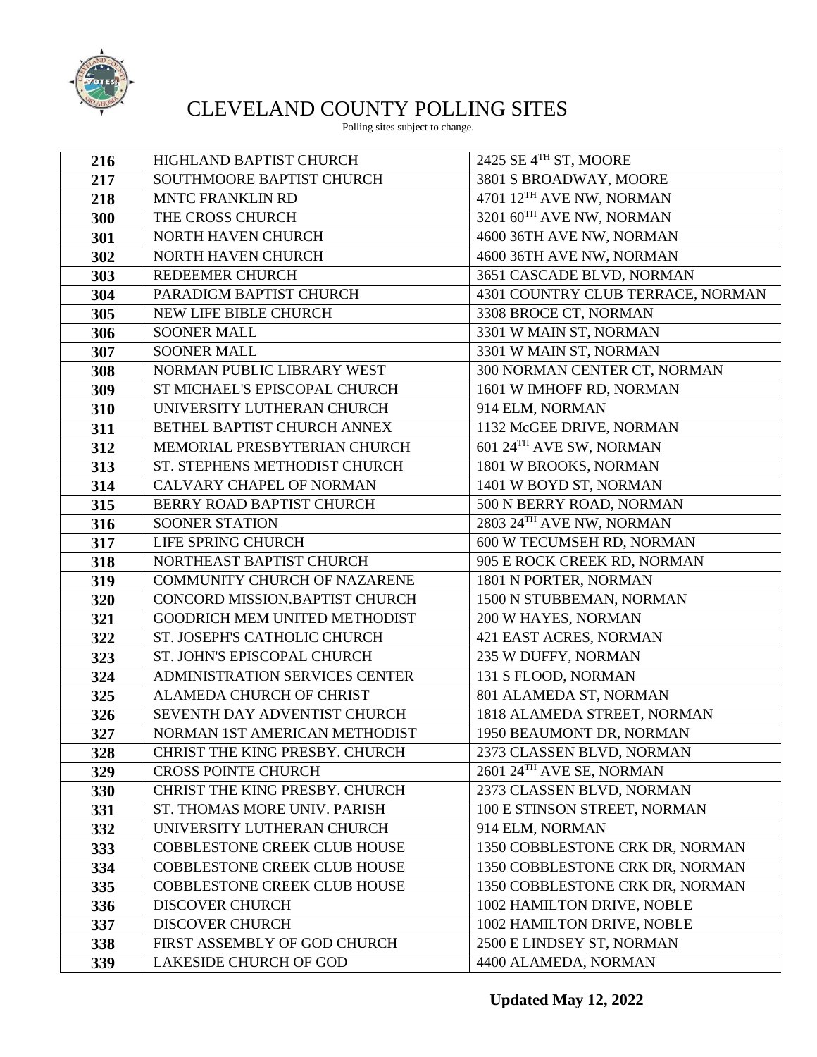# CLEVELAND COUNTY POLLING SITES

Polling sites subject to change.

| | | |
|---|---|---|
| **216** | HIGHLAND BAPTIST CHURCH | 2425 SE 4TH ST, MOORE |
| **217** | SOUTHMOORE BAPTIST CHURCH | 3801 S BROADWAY, MOORE |
| **218** | MNTC FRANKLIN RD | 4701 12TH AVE NW, NORMAN |
| **300** | THE CROSS CHURCH | 3201 60TH AVE NW, NORMAN |
| **301** | NORTH HAVEN CHURCH | 4600 36TH AVE NW, NORMAN |
| **302** | NORTH HAVEN CHURCH | 4600 36TH AVE NW, NORMAN |
| **303** | REDEEMER CHURCH | 3651 CASCADE BLVD, NORMAN |
| **304** | PARADIGM BAPTIST CHURCH | 4301 COUNTRY CLUB TERRACE, NORMAN |
| **305** | NEW LIFE BIBLE CHURCH | 3308 BROCE CT, NORMAN |
| **306** | SOONER MALL | 3301 W MAIN ST, NORMAN |
| **307** | SOONER MALL | 3301 W MAIN ST, NORMAN |
| **308** | NORMAN PUBLIC LIBRARY WEST | 300 NORMAN CENTER CT, NORMAN |
| **309** | ST MICHAEL'S EPISCOPAL CHURCH | 1601 W IMHOFF RD, NORMAN |
| **310** | UNIVERSITY LUTHERAN CHURCH | 914 ELM, NORMAN |
| **311** | BETHEL BAPTIST CHURCH ANNEX | 1132 McGEE DRIVE, NORMAN |
| **312** | MEMORIAL PRESBYTERIAN CHURCH | 601 24TH AVE SW, NORMAN |
| **313** | ST. STEPHENS METHODIST CHURCH | 1801 W BROOKS, NORMAN |
| **314** | CALVARY CHAPEL OF NORMAN | 1401 W BOYD ST, NORMAN |
| **315** | BERRY ROAD BAPTIST CHURCH | 500 N BERRY ROAD, NORMAN |
| **316** | SOONER STATION | 2803 24TH AVE NW, NORMAN |
| **317** | LIFE SPRING CHURCH | 600 W TECUMSEH RD, NORMAN |
| **318** | NORTHEAST BAPTIST CHURCH | 905 E ROCK CREEK RD, NORMAN |
| **319** | COMMUNITY CHURCH OF NAZARENE | 1801 N PORTER, NORMAN |
| **320** | CONCORD MISSION.BAPTIST CHURCH | 1500 N STUBBEMAN, NORMAN |
| **321** | GOODRICH MEM UNITED METHODIST | 200 W HAYES, NORMAN |
| **322** | ST. JOSEPH'S CATHOLIC CHURCH | 421 EAST ACRES, NORMAN |
| **323** | ST. JOHN'S EPISCOPAL CHURCH | 235 W DUFFY, NORMAN |
| **324** | ADMINISTRATION SERVICES CENTER | 131 S FLOOD, NORMAN |
| **325** | ALAMEDA CHURCH OF CHRIST | 801 ALAMEDA ST, NORMAN |
| **326** | SEVENTH DAY ADVENTIST CHURCH | 1818 ALAMEDA STREET, NORMAN |
| **327** | NORMAN 1ST AMERICAN METHODIST | 1950 BEAUMONT DR, NORMAN |
| **328** | CHRIST THE KING PRESBY. CHURCH | 2373 CLASSEN BLVD, NORMAN |
| **329** | CROSS POINTE CHURCH | 2601 24TH AVE SE, NORMAN |
| **330** | CHRIST THE KING PRESBY. CHURCH | 2373 CLASSEN BLVD, NORMAN |
| **331** | ST. THOMAS MORE UNIV. PARISH | 100 E STINSON STREET, NORMAN |
| **332** | UNIVERSITY LUTHERAN CHURCH | 914 ELM, NORMAN |
| **333** | COBBLESTONE CREEK CLUB HOUSE | 1350 COBBLESTONE CRK DR, NORMAN |
| **334** | COBBLESTONE CREEK CLUB HOUSE | 1350 COBBLESTONE CRK DR, NORMAN |
| **335** | COBBLESTONE CREEK CLUB HOUSE | 1350 COBBLESTONE CRK DR, NORMAN |
| **336** | DISCOVER CHURCH | 1002 HAMILTON DRIVE, NOBLE |
| **337** | DISCOVER CHURCH | 1002 HAMILTON DRIVE, NOBLE |
| **338** | FIRST ASSEMBLY OF GOD CHURCH | 2500 E LINDSEY ST, NORMAN |
| **339** | LAKESIDE CHURCH OF GOD | 4400 ALAMEDA, NORMAN |

**Updated May 12, 2022**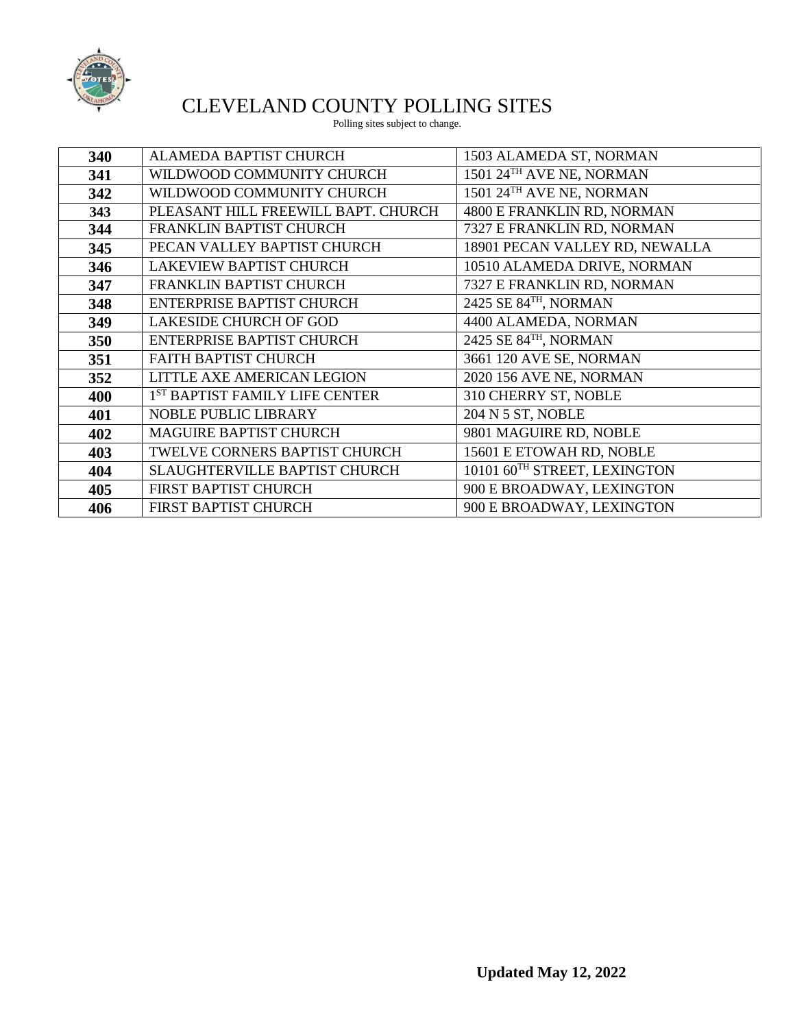# CLEVELAND COUNTY POLLING SITES

Polling sites subject to change.

| | | |
|---|---|---|
| **340** | ALAMEDA BAPTIST CHURCH | 1503 ALAMEDA ST, NORMAN |
| **341** | WILDWOOD COMMUNITY CHURCH | 1501 24TH AVE NE, NORMAN |
| **342** | WILDWOOD COMMUNITY CHURCH | 1501 24TH AVE NE, NORMAN |
| **343** | PLEASANT HILL FREEWILL BAPT. CHURCH | 4800 E FRANKLIN RD, NORMAN |
| **344** | FRANKLIN BAPTIST CHURCH | 7327 E FRANKLIN RD, NORMAN |
| **345** | PECAN VALLEY BAPTIST CHURCH | 18901 PECAN VALLEY RD, NEWALLA |
| **346** | LAKEVIEW BAPTIST CHURCH | 10510 ALAMEDA DRIVE, NORMAN |
| **347** | FRANKLIN BAPTIST CHURCH | 7327 E FRANKLIN RD, NORMAN |
| **348** | ENTERPRISE BAPTIST CHURCH | 2425 SE 84TH, NORMAN |
| **349** | LAKESIDE CHURCH OF GOD | 4400 ALAMEDA, NORMAN |
| **350** | ENTERPRISE BAPTIST CHURCH | 2425 SE 84TH, NORMAN |
| **351** | FAITH BAPTIST CHURCH | 3661 120 AVE SE, NORMAN |
| **352** | LITTLE AXE AMERICAN LEGION | 2020 156 AVE NE, NORMAN |
| **400** | 1ST BAPTIST FAMILY LIFE CENTER | 310 CHERRY ST, NOBLE |
| **401** | NOBLE PUBLIC LIBRARY | 204 N 5 ST, NOBLE |
| **402** | MAGUIRE BAPTIST CHURCH | 9801 MAGUIRE RD, NOBLE |
| **403** | TWELVE CORNERS BAPTIST CHURCH | 15601 E ETOWAH RD, NOBLE |
| **404** | SLAUGHTERVILLE BAPTIST CHURCH | 10101 60TH STREET, LEXINGTON |
| **405** | FIRST BAPTIST CHURCH | 900 E BROADWAY, LEXINGTON |
| **406** | FIRST BAPTIST CHURCH | 900 E BROADWAY, LEXINGTON |

**Updated May 12, 2022**